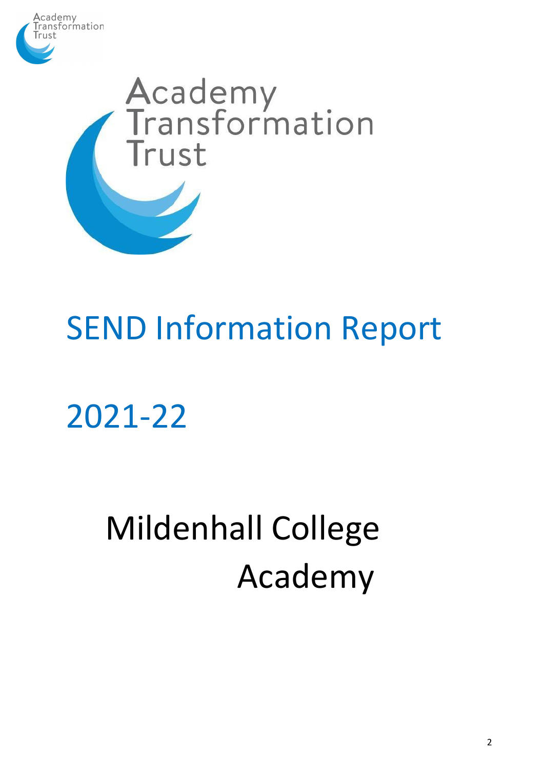Academy Transformation Trust

Academy Transformation Trust

# SEND Information Report

# 2021-22

# Mildenhall College Academy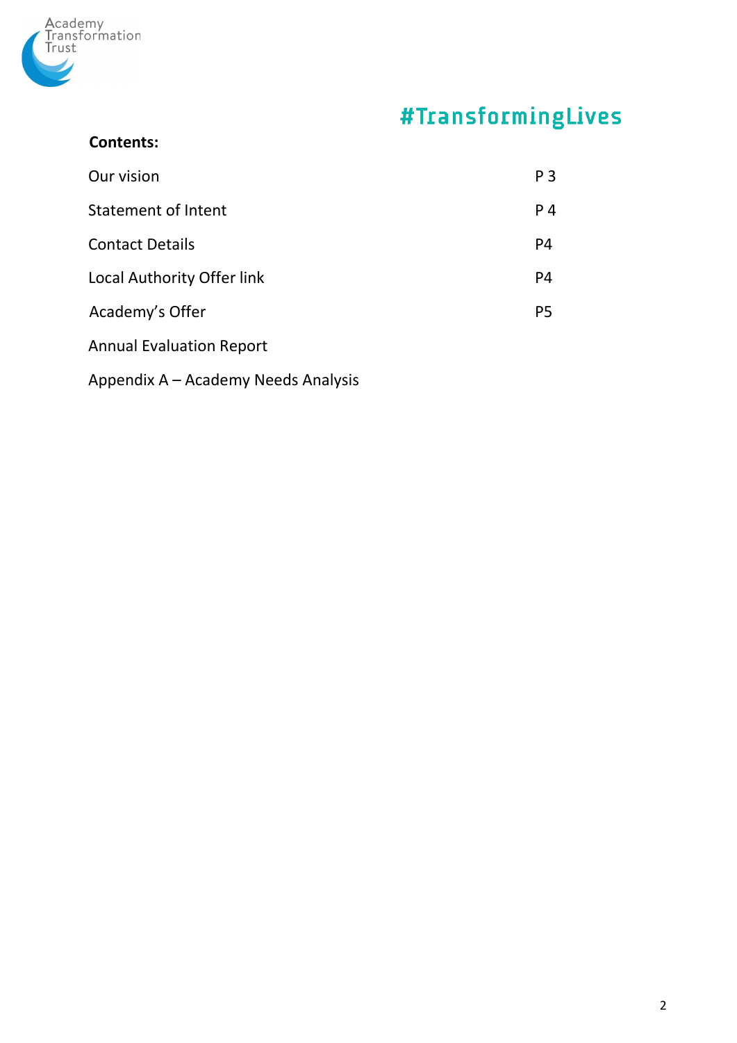Academy Transformation Trust

#TransformingLives

**Contents:**

| | |
|---|---|
| Our vision | P 3 |
| Statement of Intent | P 4 |
| Contact Details | P4 |
| Local Authority Offer link | P4 |
| Academy's Offer | P5 |
| Annual Evaluation Report | |
| Appendix A – Academy Needs Analysis | |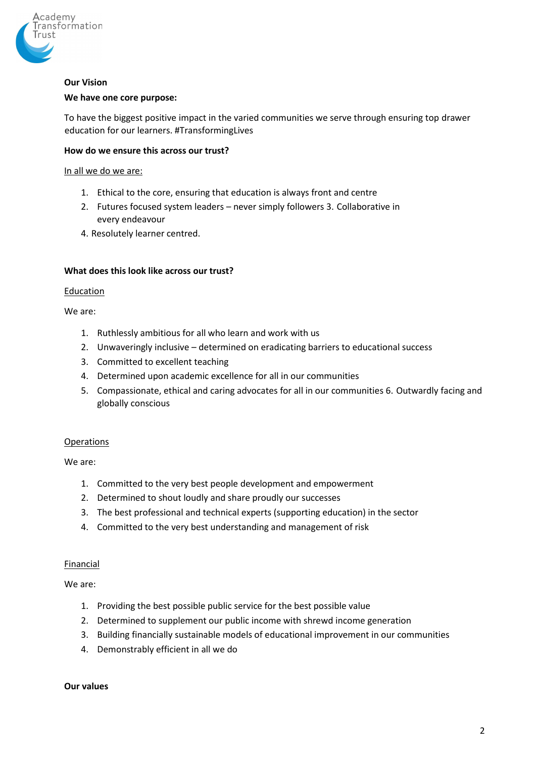**Our Vision**

**We have one core purpose:**

To have the biggest positive impact in the varied communities we serve through ensuring top drawer education for our learners. #TransformingLives

**How do we ensure this across our trust?**

In all we do we are:

1. Ethical to the core, ensuring that education is always front and centre
2. Futures focused system leaders – never simply followers 3. Collaborative in every endeavour
4. Resolutely learner centred.

**What does this look like across our trust?**

Education

We are:

1. Ruthlessly ambitious for all who learn and work with us
2. Unwaveringly inclusive – determined on eradicating barriers to educational success
3. Committed to excellent teaching
4. Determined upon academic excellence for all in our communities
5. Compassionate, ethical and caring advocates for all in our communities 6. Outwardly facing and globally conscious

Operations

We are:

1. Committed to the very best people development and empowerment
2. Determined to shout loudly and share proudly our successes
3. The best professional and technical experts (supporting education) in the sector
4. Committed to the very best understanding and management of risk

Financial

We are:

1. Providing the best possible public service for the best possible value
2. Determined to supplement our public income with shrewd income generation
3. Building financially sustainable models of educational improvement in our communities
4. Demonstrably efficient in all we do

**Our values**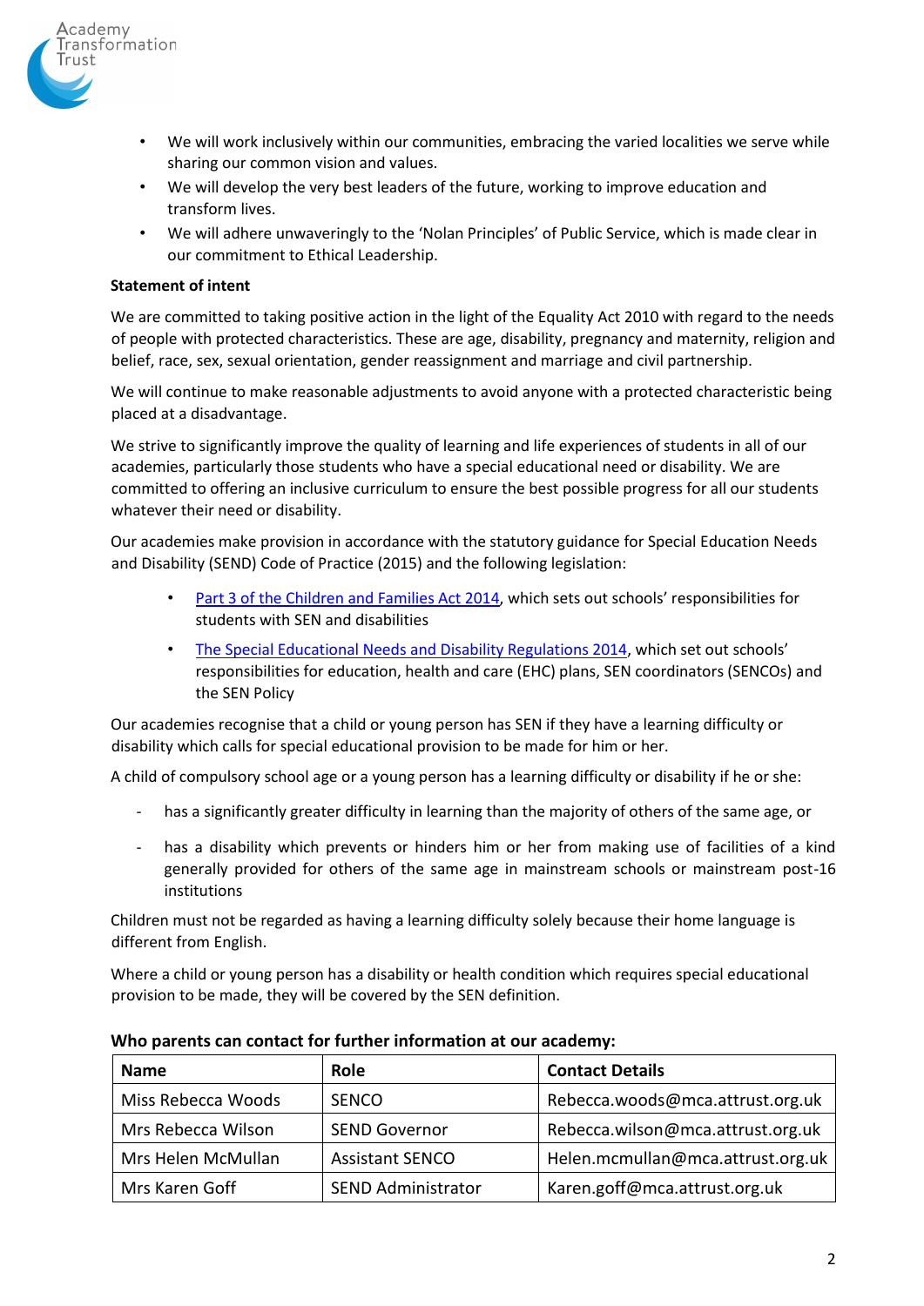- We will work inclusively within our communities, embracing the varied localities we serve while sharing our common vision and values.
- We will develop the very best leaders of the future, working to improve education and transform lives.
- We will adhere unwaveringly to the 'Nolan Principles' of Public Service, which is made clear in our commitment to Ethical Leadership.

**Statement of intent**

We are committed to taking positive action in the light of the Equality Act 2010 with regard to the needs of people with protected characteristics. These are age, disability, pregnancy and maternity, religion and belief, race, sex, sexual orientation, gender reassignment and marriage and civil partnership.

We will continue to make reasonable adjustments to avoid anyone with a protected characteristic being placed at a disadvantage.

We strive to significantly improve the quality of learning and life experiences of students in all of our academies, particularly those students who have a special educational need or disability. We are committed to offering an inclusive curriculum to ensure the best possible progress for all our students whatever their need or disability.

Our academies make provision in accordance with the statutory guidance for Special Education Needs and Disability (SEND) Code of Practice (2015) and the following legislation:

- Part 3 of the Children and Families Act 2014, which sets out schools' responsibilities for students with SEN and disabilities
- The Special Educational Needs and Disability Regulations 2014, which set out schools' responsibilities for education, health and care (EHC) plans, SEN coordinators (SENCOs) and the SEN Policy

Our academies recognise that a child or young person has SEN if they have a learning difficulty or disability which calls for special educational provision to be made for him or her.

A child of compulsory school age or a young person has a learning difficulty or disability if he or she:

- has a significantly greater difficulty in learning than the majority of others of the same age, or
- has a disability which prevents or hinders him or her from making use of facilities of a kind generally provided for others of the same age in mainstream schools or mainstream post-16 institutions

Children must not be regarded as having a learning difficulty solely because their home language is different from English.

Where a child or young person has a disability or health condition which requires special educational provision to be made, they will be covered by the SEN definition.

**Who parents can contact for further information at our academy:**

| Name | Role | Contact Details |
|---|---|---|
| Miss Rebecca Woods | SENCO | Rebecca.woods@mca.attrust.org.uk |
| Mrs Rebecca Wilson | SEND Governor | Rebecca.wilson@mca.attrust.org.uk |
| Mrs Helen McMullan | Assistant SENCO | Helen.mcmullan@mca.attrust.org.uk |
| Mrs Karen Goff | SEND Administrator | Karen.goff@mca.attrust.org.uk |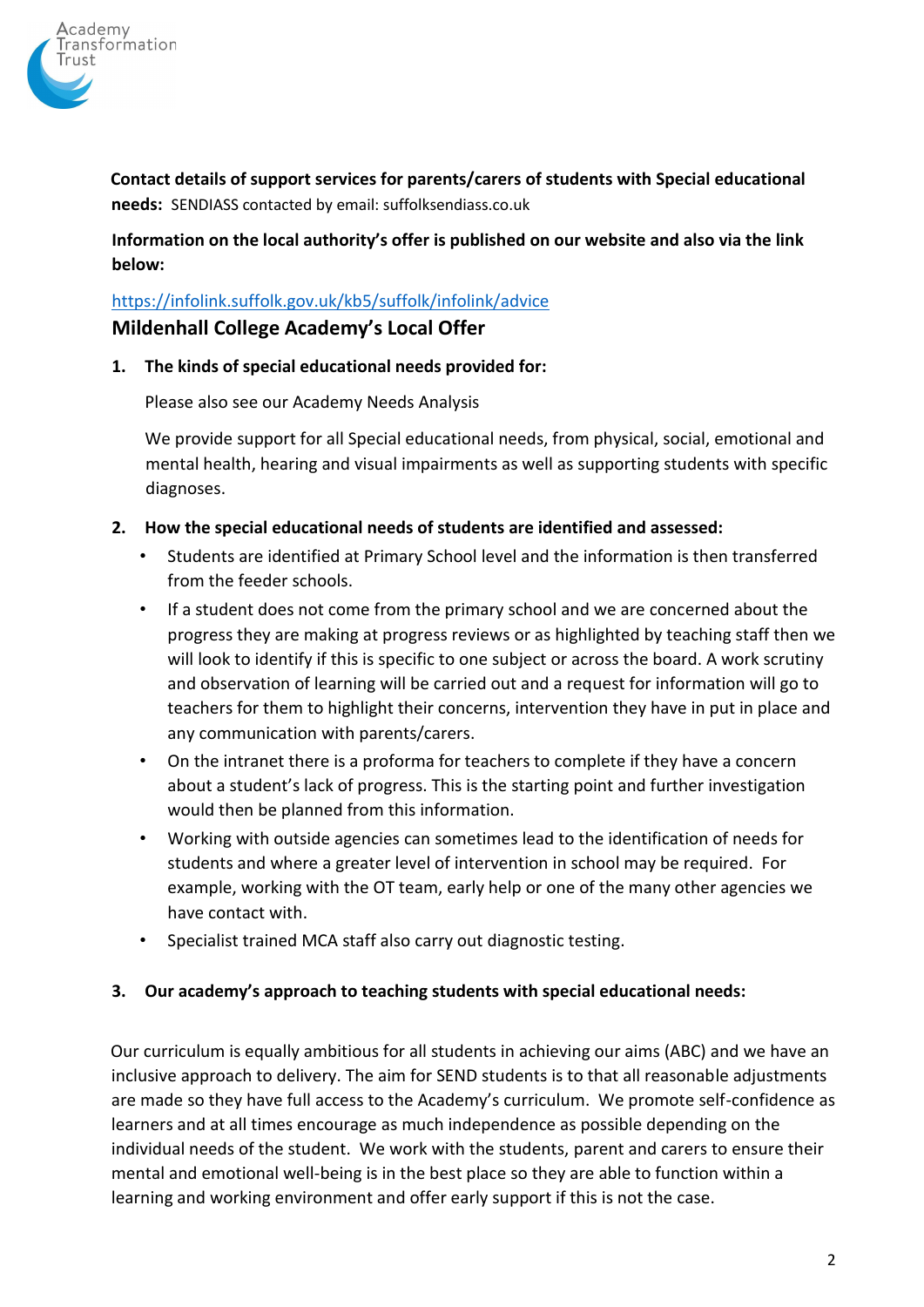**Contact details of support services for parents/carers of students with Special educational needs:** SENDIASS contacted by email: suffolksendiass.co.uk

**Information on the local authority's offer is published on our website and also via the link below:**

https://infolink.suffolk.gov.uk/kb5/suffolk/infolink/advice

## Mildenhall College Academy's Local Offer

1. **The kinds of special educational needs provided for:**

   Please also see our Academy Needs Analysis

   We provide support for all Special educational needs, from physical, social, emotional and mental health, hearing and visual impairments as well as supporting students with specific diagnoses.

2. **How the special educational needs of students are identified and assessed:**
   - Students are identified at Primary School level and the information is then transferred from the feeder schools.
   - If a student does not come from the primary school and we are concerned about the progress they are making at progress reviews or as highlighted by teaching staff then we will look to identify if this is specific to one subject or across the board. A work scrutiny and observation of learning will be carried out and a request for information will go to teachers for them to highlight their concerns, intervention they have in put in place and any communication with parents/carers.
   - On the intranet there is a proforma for teachers to complete if they have a concern about a student's lack of progress. This is the starting point and further investigation would then be planned from this information.
   - Working with outside agencies can sometimes lead to the identification of needs for students and where a greater level of intervention in school may be required. For example, working with the OT team, early help or one of the many other agencies we have contact with.
   - Specialist trained MCA staff also carry out diagnostic testing.

3. **Our academy's approach to teaching students with special educational needs:**

Our curriculum is equally ambitious for all students in achieving our aims (ABC) and we have an inclusive approach to delivery. The aim for SEND students is to that all reasonable adjustments are made so they have full access to the Academy's curriculum. We promote self-confidence as learners and at all times encourage as much independence as possible depending on the individual needs of the student. We work with the students, parent and carers to ensure their mental and emotional well-being is in the best place so they are able to function within a learning and working environment and offer early support if this is not the case.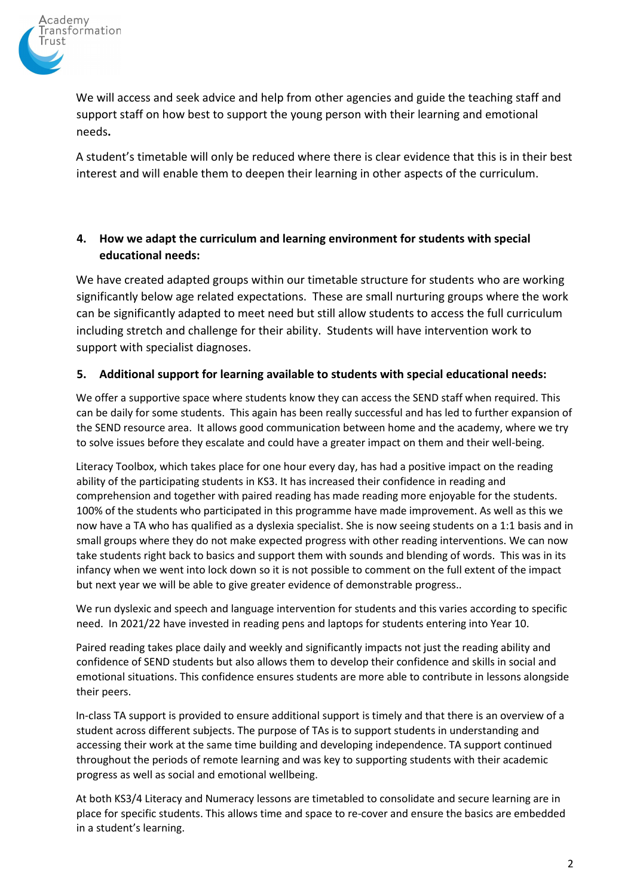We will access and seek advice and help from other agencies and guide the teaching staff and support staff on how best to support the young person with their learning and emotional needs**.**

A student's timetable will only be reduced where there is clear evidence that this is in their best interest and will enable them to deepen their learning in other aspects of the curriculum.

**4. How we adapt the curriculum and learning environment for students with special educational needs:**

We have created adapted groups within our timetable structure for students who are working significantly below age related expectations. These are small nurturing groups where the work can be significantly adapted to meet need but still allow students to access the full curriculum including stretch and challenge for their ability. Students will have intervention work to support with specialist diagnoses.

**5. Additional support for learning available to students with special educational needs:**

We offer a supportive space where students know they can access the SEND staff when required. This can be daily for some students. This again has been really successful and has led to further expansion of the SEND resource area. It allows good communication between home and the academy, where we try to solve issues before they escalate and could have a greater impact on them and their well-being.

Literacy Toolbox, which takes place for one hour every day, has had a positive impact on the reading ability of the participating students in KS3. It has increased their confidence in reading and comprehension and together with paired reading has made reading more enjoyable for the students. 100% of the students who participated in this programme have made improvement. As well as this we now have a TA who has qualified as a dyslexia specialist. She is now seeing students on a 1:1 basis and in small groups where they do not make expected progress with other reading interventions. We can now take students right back to basics and support them with sounds and blending of words. This was in its infancy when we went into lock down so it is not possible to comment on the full extent of the impact but next year we will be able to give greater evidence of demonstrable progress..

We run dyslexic and speech and language intervention for students and this varies according to specific need. In 2021/22 have invested in reading pens and laptops for students entering into Year 10.

Paired reading takes place daily and weekly and significantly impacts not just the reading ability and confidence of SEND students but also allows them to develop their confidence and skills in social and emotional situations. This confidence ensures students are more able to contribute in lessons alongside their peers.

In-class TA support is provided to ensure additional support is timely and that there is an overview of a student across different subjects. The purpose of TAs is to support students in understanding and accessing their work at the same time building and developing independence. TA support continued throughout the periods of remote learning and was key to supporting students with their academic progress as well as social and emotional wellbeing.

At both KS3/4 Literacy and Numeracy lessons are timetabled to consolidate and secure learning are in place for specific students. This allows time and space to re-cover and ensure the basics are embedded in a student's learning.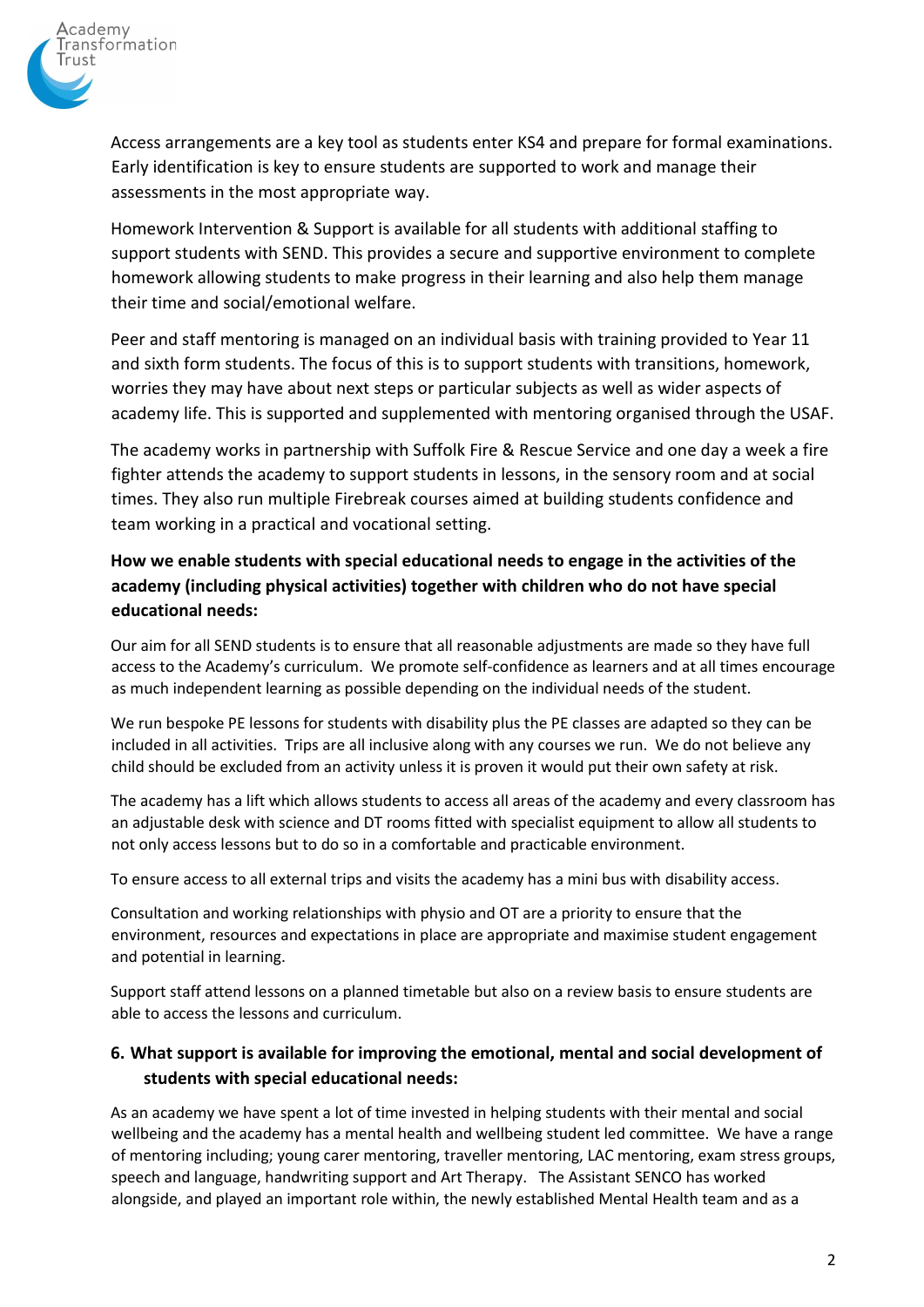Access arrangements are a key tool as students enter KS4 and prepare for formal examinations. Early identification is key to ensure students are supported to work and manage their assessments in the most appropriate way.

Homework Intervention & Support is available for all students with additional staffing to support students with SEND. This provides a secure and supportive environment to complete homework allowing students to make progress in their learning and also help them manage their time and social/emotional welfare.

Peer and staff mentoring is managed on an individual basis with training provided to Year 11 and sixth form students. The focus of this is to support students with transitions, homework, worries they may have about next steps or particular subjects as well as wider aspects of academy life. This is supported and supplemented with mentoring organised through the USAF.

The academy works in partnership with Suffolk Fire & Rescue Service and one day a week a fire fighter attends the academy to support students in lessons, in the sensory room and at social times. They also run multiple Firebreak courses aimed at building students confidence and team working in a practical and vocational setting.

**How we enable students with special educational needs to engage in the activities of the academy (including physical activities) together with children who do not have special educational needs:**

Our aim for all SEND students is to ensure that all reasonable adjustments are made so they have full access to the Academy's curriculum. We promote self-confidence as learners and at all times encourage as much independent learning as possible depending on the individual needs of the student.

We run bespoke PE lessons for students with disability plus the PE classes are adapted so they can be included in all activities. Trips are all inclusive along with any courses we run. We do not believe any child should be excluded from an activity unless it is proven it would put their own safety at risk.

The academy has a lift which allows students to access all areas of the academy and every classroom has an adjustable desk with science and DT rooms fitted with specialist equipment to allow all students to not only access lessons but to do so in a comfortable and practicable environment.

To ensure access to all external trips and visits the academy has a mini bus with disability access.

Consultation and working relationships with physio and OT are a priority to ensure that the environment, resources and expectations in place are appropriate and maximise student engagement and potential in learning.

Support staff attend lessons on a planned timetable but also on a review basis to ensure students are able to access the lessons and curriculum.

## 6. What support is available for improving the emotional, mental and social development of students with special educational needs:

As an academy we have spent a lot of time invested in helping students with their mental and social wellbeing and the academy has a mental health and wellbeing student led committee. We have a range of mentoring including; young carer mentoring, traveller mentoring, LAC mentoring, exam stress groups, speech and language, handwriting support and Art Therapy. The Assistant SENCO has worked alongside, and played an important role within, the newly established Mental Health team and as a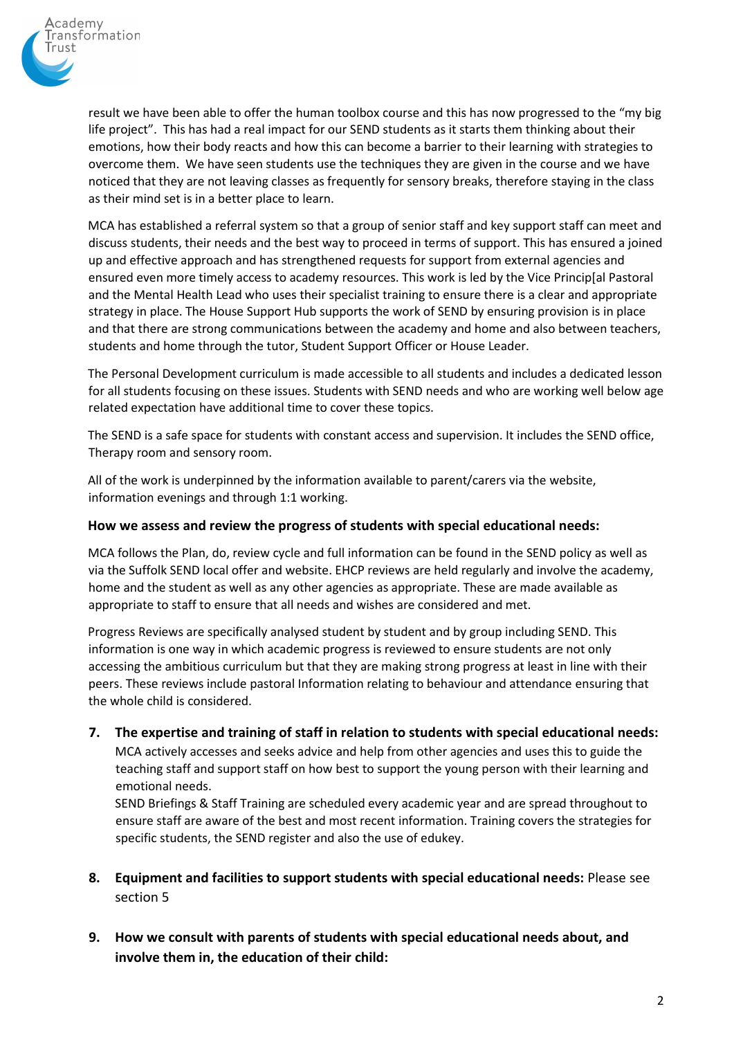result we have been able to offer the human toolbox course and this has now progressed to the "my big life project". This has had a real impact for our SEND students as it starts them thinking about their emotions, how their body reacts and how this can become a barrier to their learning with strategies to overcome them. We have seen students use the techniques they are given in the course and we have noticed that they are not leaving classes as frequently for sensory breaks, therefore staying in the class as their mind set is in a better place to learn.

MCA has established a referral system so that a group of senior staff and key support staff can meet and discuss students, their needs and the best way to proceed in terms of support. This has ensured a joined up and effective approach and has strengthened requests for support from external agencies and ensured even more timely access to academy resources. This work is led by the Vice Princip[al Pastoral and the Mental Health Lead who uses their specialist training to ensure there is a clear and appropriate strategy in place. The House Support Hub supports the work of SEND by ensuring provision is in place and that there are strong communications between the academy and home and also between teachers, students and home through the tutor, Student Support Officer or House Leader.

The Personal Development curriculum is made accessible to all students and includes a dedicated lesson for all students focusing on these issues. Students with SEND needs and who are working well below age related expectation have additional time to cover these topics.

The SEND is a safe space for students with constant access and supervision. It includes the SEND office, Therapy room and sensory room.

All of the work is underpinned by the information available to parent/carers via the website, information evenings and through 1:1 working.

**How we assess and review the progress of students with special educational needs:**

MCA follows the Plan, do, review cycle and full information can be found in the SEND policy as well as via the Suffolk SEND local offer and website. EHCP reviews are held regularly and involve the academy, home and the student as well as any other agencies as appropriate. These are made available as appropriate to staff to ensure that all needs and wishes are considered and met.

Progress Reviews are specifically analysed student by student and by group including SEND. This information is one way in which academic progress is reviewed to ensure students are not only accessing the ambitious curriculum but that they are making strong progress at least in line with their peers. These reviews include pastoral Information relating to behaviour and attendance ensuring that the whole child is considered.

7. **The expertise and training of staff in relation to students with special educational needs:**
   MCA actively accesses and seeks advice and help from other agencies and uses this to guide the teaching staff and support staff on how best to support the young person with their learning and emotional needs.
   SEND Briefings & Staff Training are scheduled every academic year and are spread throughout to ensure staff are aware of the best and most recent information. Training covers the strategies for specific students, the SEND register and also the use of edukey.

8. **Equipment and facilities to support students with special educational needs:** Please see section 5

9. **How we consult with parents of students with special educational needs about, and involve them in, the education of their child:**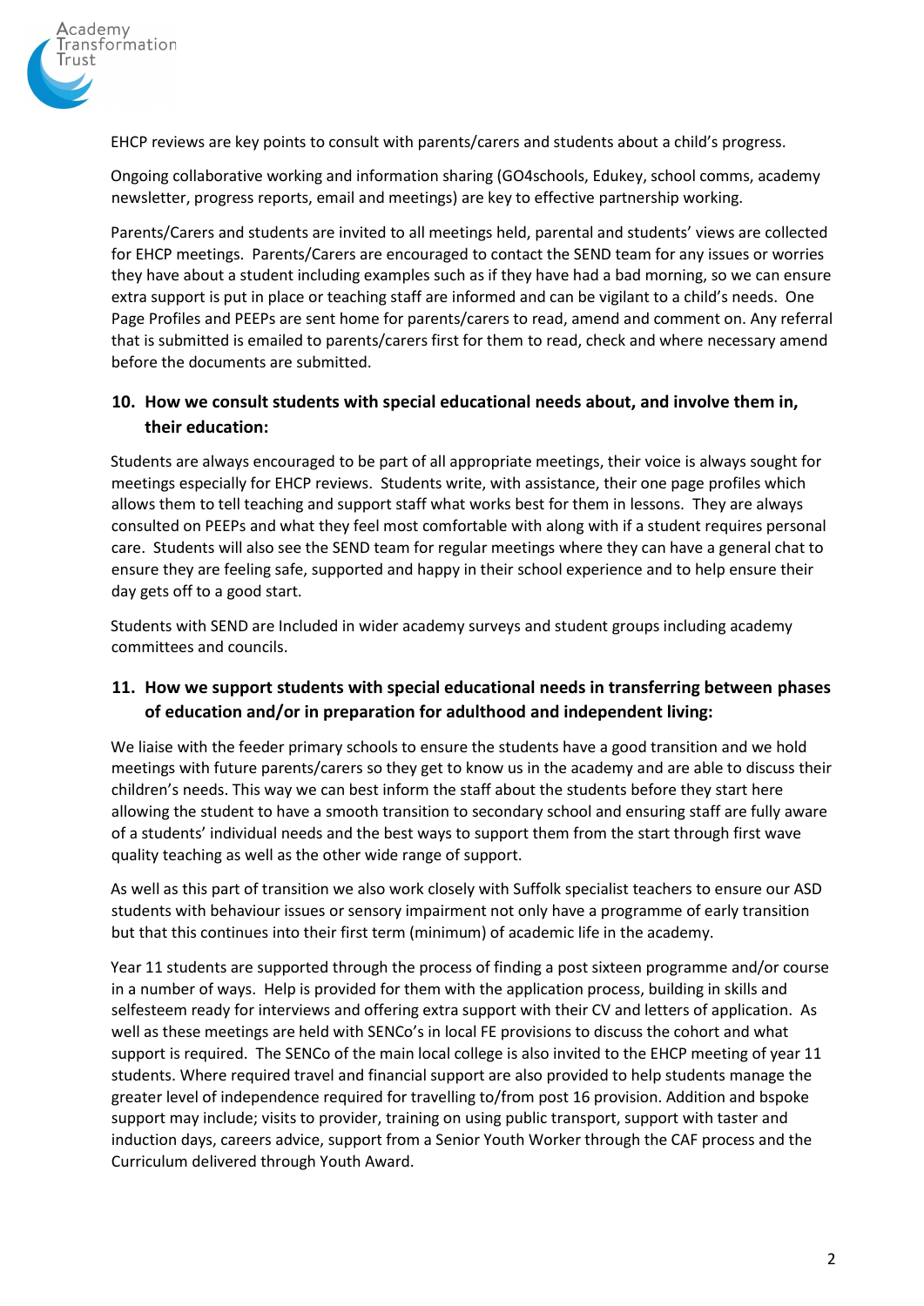EHCP reviews are key points to consult with parents/carers and students about a child's progress.

Ongoing collaborative working and information sharing (GO4schools, Edukey, school comms, academy newsletter, progress reports, email and meetings) are key to effective partnership working.

Parents/Carers and students are invited to all meetings held, parental and students' views are collected for EHCP meetings. Parents/Carers are encouraged to contact the SEND team for any issues or worries they have about a student including examples such as if they have had a bad morning, so we can ensure extra support is put in place or teaching staff are informed and can be vigilant to a child's needs. One Page Profiles and PEEPs are sent home for parents/carers to read, amend and comment on. Any referral that is submitted is emailed to parents/carers first for them to read, check and where necessary amend before the documents are submitted.

## 10. How we consult students with special educational needs about, and involve them in, their education:

Students are always encouraged to be part of all appropriate meetings, their voice is always sought for meetings especially for EHCP reviews. Students write, with assistance, their one page profiles which allows them to tell teaching and support staff what works best for them in lessons. They are always consulted on PEEPs and what they feel most comfortable with along with if a student requires personal care. Students will also see the SEND team for regular meetings where they can have a general chat to ensure they are feeling safe, supported and happy in their school experience and to help ensure their day gets off to a good start.

Students with SEND are Included in wider academy surveys and student groups including academy committees and councils.

## 11. How we support students with special educational needs in transferring between phases of education and/or in preparation for adulthood and independent living:

We liaise with the feeder primary schools to ensure the students have a good transition and we hold meetings with future parents/carers so they get to know us in the academy and are able to discuss their children's needs. This way we can best inform the staff about the students before they start here allowing the student to have a smooth transition to secondary school and ensuring staff are fully aware of a students' individual needs and the best ways to support them from the start through first wave quality teaching as well as the other wide range of support.

As well as this part of transition we also work closely with Suffolk specialist teachers to ensure our ASD students with behaviour issues or sensory impairment not only have a programme of early transition but that this continues into their first term (minimum) of academic life in the academy.

Year 11 students are supported through the process of finding a post sixteen programme and/or course in a number of ways. Help is provided for them with the application process, building in skills and selfesteem ready for interviews and offering extra support with their CV and letters of application. As well as these meetings are held with SENCo's in local FE provisions to discuss the cohort and what support is required. The SENCo of the main local college is also invited to the EHCP meeting of year 11 students. Where required travel and financial support are also provided to help students manage the greater level of independence required for travelling to/from post 16 provision. Addition and bspoke support may include; visits to provider, training on using public transport, support with taster and induction days, careers advice, support from a Senior Youth Worker through the CAF process and the Curriculum delivered through Youth Award.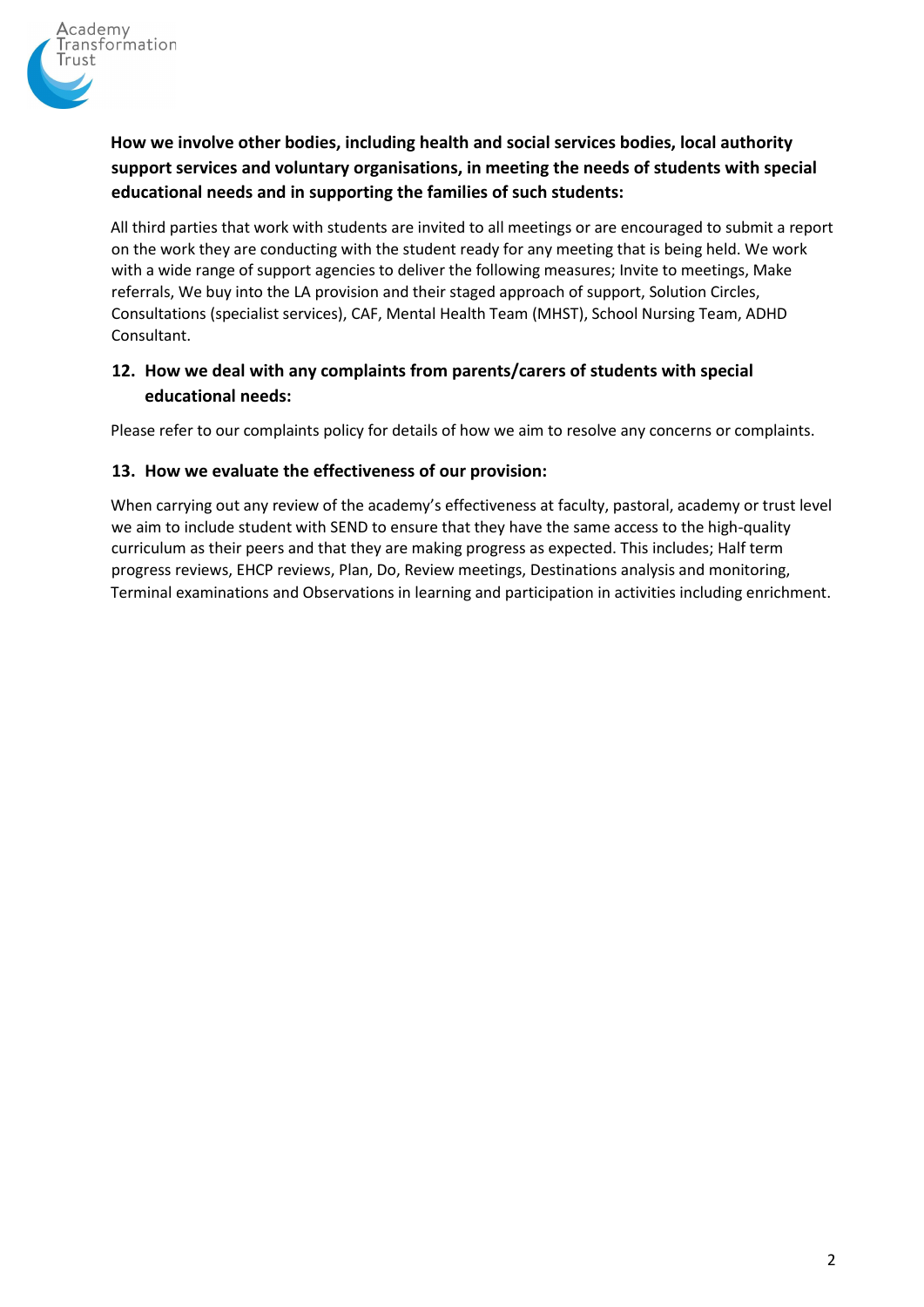**How we involve other bodies, including health and social services bodies, local authority support services and voluntary organisations, in meeting the needs of students with special educational needs and in supporting the families of such students:**

All third parties that work with students are invited to all meetings or are encouraged to submit a report on the work they are conducting with the student ready for any meeting that is being held. We work with a wide range of support agencies to deliver the following measures; Invite to meetings, Make referrals, We buy into the LA provision and their staged approach of support, Solution Circles, Consultations (specialist services), CAF, Mental Health Team (MHST), School Nursing Team, ADHD Consultant.

### 12. How we deal with any complaints from parents/carers of students with special educational needs:

Please refer to our complaints policy for details of how we aim to resolve any concerns or complaints.

### 13. How we evaluate the effectiveness of our provision:

When carrying out any review of the academy's effectiveness at faculty, pastoral, academy or trust level we aim to include student with SEND to ensure that they have the same access to the high-quality curriculum as their peers and that they are making progress as expected. This includes; Half term progress reviews, EHCP reviews, Plan, Do, Review meetings, Destinations analysis and monitoring, Terminal examinations and Observations in learning and participation in activities including enrichment.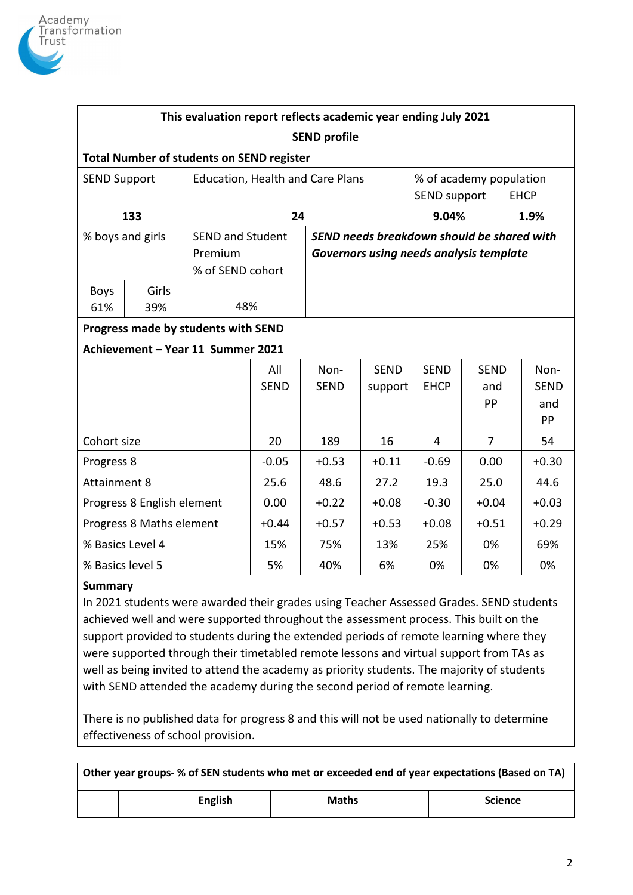| This evaluation report reflects academic year ending July 2021 | | | |
|---|---|---|---|
| **SEND profile** | | | |
| **Total Number of students on SEND register** | | | |
| SEND Support | Education, Health and Care Plans | % of academy population SEND support | EHCP |
| **133** | **24** | **9.04%** | **1.9%** |
| % boys and girls | SEND and Student Premium % of SEND cohort | ***SEND needs breakdown should be shared with Governors using needs analysis template*** | |
| Boys 61% / Girls 39% | 48% | | |

**Progress made by students with SEND**

**Achievement – Year 11 Summer 2021**

| | All SEND | Non-SEND | SEND support | SEND EHCP | SEND and PP | Non-SEND and PP |
|---|---|---|---|---|---|---|
| Cohort size | 20 | 189 | 16 | 4 | 7 | 54 |
| Progress 8 | -0.05 | +0.53 | +0.11 | -0.69 | 0.00 | +0.30 |
| Attainment 8 | 25.6 | 48.6 | 27.2 | 19.3 | 25.0 | 44.6 |
| Progress 8 English element | 0.00 | +0.22 | +0.08 | -0.30 | +0.04 | +0.03 |
| Progress 8 Maths element | +0.44 | +0.57 | +0.53 | +0.08 | +0.51 | +0.29 |
| % Basics Level 4 | 15% | 75% | 13% | 25% | 0% | 69% |
| % Basics level 5 | 5% | 40% | 6% | 0% | 0% | 0% |

**Summary**

In 2021 students were awarded their grades using Teacher Assessed Grades. SEND students achieved well and were supported throughout the assessment process. This built on the support provided to students during the extended periods of remote learning where they were supported through their timetabled remote lessons and virtual support from TAs as well as being invited to attend the academy as priority students. The majority of students with SEND attended the academy during the second period of remote learning.

There is no published data for progress 8 and this will not be used nationally to determine effectiveness of school provision.

| **Other year groups- % of SEN students who met or exceeded end of year expectations (Based on TA)** | | | |
|---|---|---|---|
| | **English** | **Maths** | **Science** |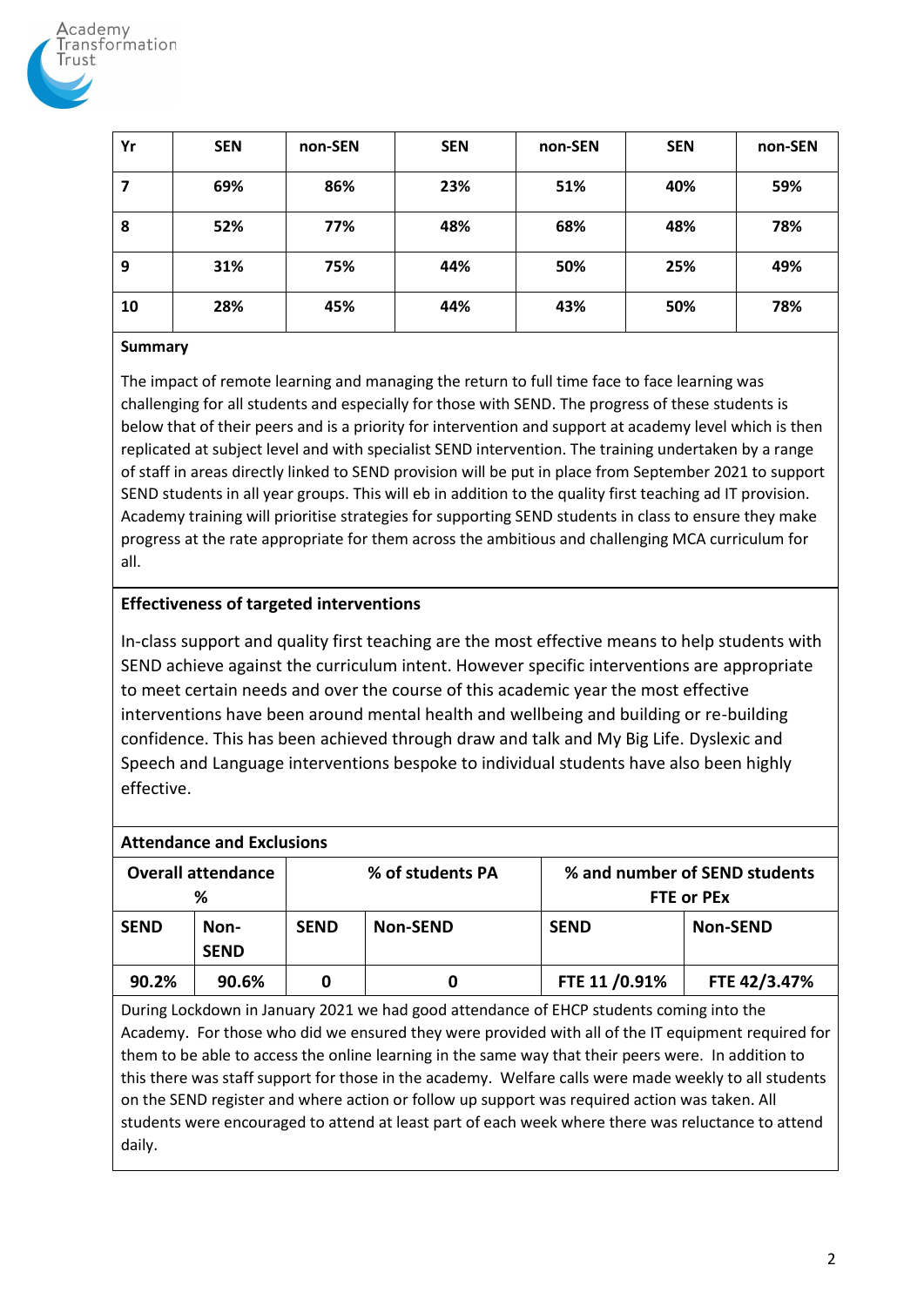| Yr | SEN | non-SEN | SEN | non-SEN | SEN | non-SEN |
|---|---|---|---|---|---|---|
| 7 | 69% | 86% | 23% | 51% | 40% | 59% |
| 8 | 52% | 77% | 48% | 68% | 48% | 78% |
| 9 | 31% | 75% | 44% | 50% | 25% | 49% |
| 10 | 28% | 45% | 44% | 43% | 50% | 78% |

**Summary**

The impact of remote learning and managing the return to full time face to face learning was challenging for all students and especially for those with SEND. The progress of these students is below that of their peers and is a priority for intervention and support at academy level which is then replicated at subject level and with specialist SEND intervention. The training undertaken by a range of staff in areas directly linked to SEND provision will be put in place from September 2021 to support SEND students in all year groups. This will eb in addition to the quality first teaching ad IT provision. Academy training will prioritise strategies for supporting SEND students in class to ensure they make progress at the rate appropriate for them across the ambitious and challenging MCA curriculum for all.

**Effectiveness of targeted interventions**

In-class support and quality first teaching are the most effective means to help students with SEND achieve against the curriculum intent. However specific interventions are appropriate to meet certain needs and over the course of this academic year the most effective interventions have been around mental health and wellbeing and building or re-building confidence. This has been achieved through draw and talk and My Big Life. Dyslexic and Speech and Language interventions bespoke to individual students have also been highly effective.

**Attendance and Exclusions**

| Overall attendance % | | % of students PA | | % and number of SEND students FTE or PEx | |
|---|---|---|---|---|---|
| **SEND** | **Non-SEND** | **SEND** | **Non-SEND** | **SEND** | **Non-SEND** |
| 90.2% | 90.6% | 0 | 0 | FTE 11 /0.91% | FTE 42/3.47% |

During Lockdown in January 2021 we had good attendance of EHCP students coming into the Academy. For those who did we ensured they were provided with all of the IT equipment required for them to be able to access the online learning in the same way that their peers were. In addition to this there was staff support for those in the academy. Welfare calls were made weekly to all students on the SEND register and where action or follow up support was required action was taken. All students were encouraged to attend at least part of each week where there was reluctance to attend daily.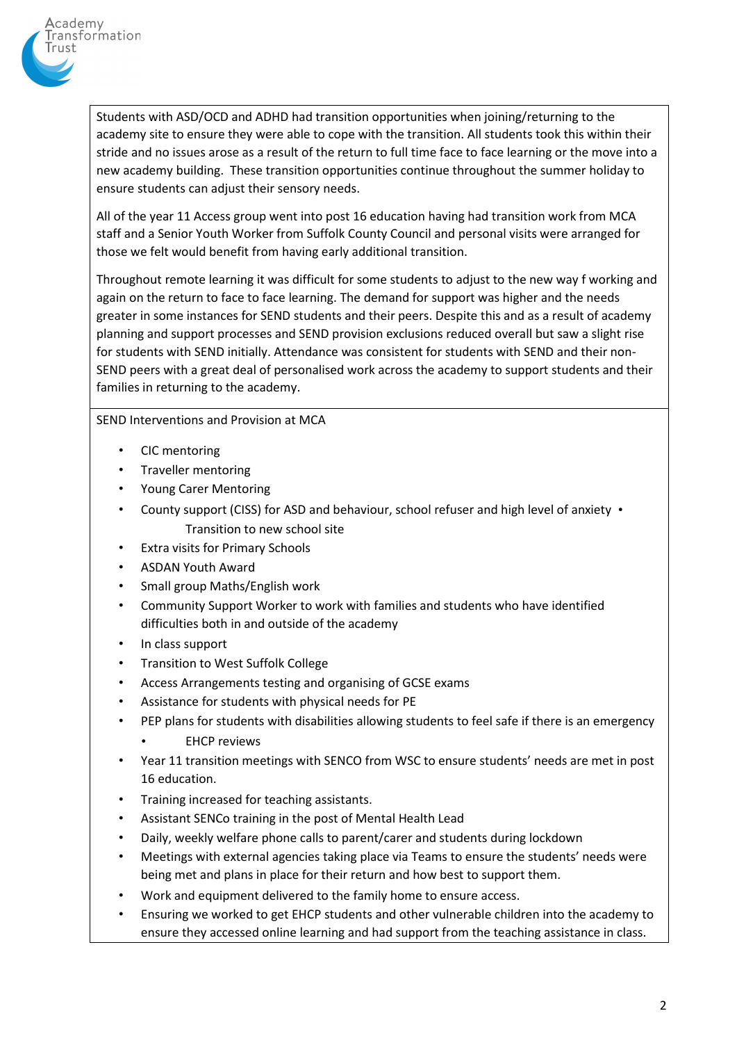Students with ASD/OCD and ADHD had transition opportunities when joining/returning to the academy site to ensure they were able to cope with the transition. All students took this within their stride and no issues arose as a result of the return to full time face to face learning or the move into a new academy building. These transition opportunities continue throughout the summer holiday to ensure students can adjust their sensory needs.

All of the year 11 Access group went into post 16 education having had transition work from MCA staff and a Senior Youth Worker from Suffolk County Council and personal visits were arranged for those we felt would benefit from having early additional transition.

Throughout remote learning it was difficult for some students to adjust to the new way f working and again on the return to face to face learning. The demand for support was higher and the needs greater in some instances for SEND students and their peers. Despite this and as a result of academy planning and support processes and SEND provision exclusions reduced overall but saw a slight rise for students with SEND initially. Attendance was consistent for students with SEND and their non-SEND peers with a great deal of personalised work across the academy to support students and their families in returning to the academy.

SEND Interventions and Provision at MCA

- CIC mentoring
- Traveller mentoring
- Young Carer Mentoring
- County support (CISS) for ASD and behaviour, school refuser and high level of anxiety
- Transition to new school site
- Extra visits for Primary Schools
- ASDAN Youth Award
- Small group Maths/English work
- Community Support Worker to work with families and students who have identified difficulties both in and outside of the academy
- In class support
- Transition to West Suffolk College
- Access Arrangements testing and organising of GCSE exams
- Assistance for students with physical needs for PE
- PEP plans for students with disabilities allowing students to feel safe if there is an emergency
- EHCP reviews
- Year 11 transition meetings with SENCO from WSC to ensure students' needs are met in post 16 education.
- Training increased for teaching assistants.
- Assistant SENCo training in the post of Mental Health Lead
- Daily, weekly welfare phone calls to parent/carer and students during lockdown
- Meetings with external agencies taking place via Teams to ensure the students' needs were being met and plans in place for their return and how best to support them.
- Work and equipment delivered to the family home to ensure access.
- Ensuring we worked to get EHCP students and other vulnerable children into the academy to ensure they accessed online learning and had support from the teaching assistance in class.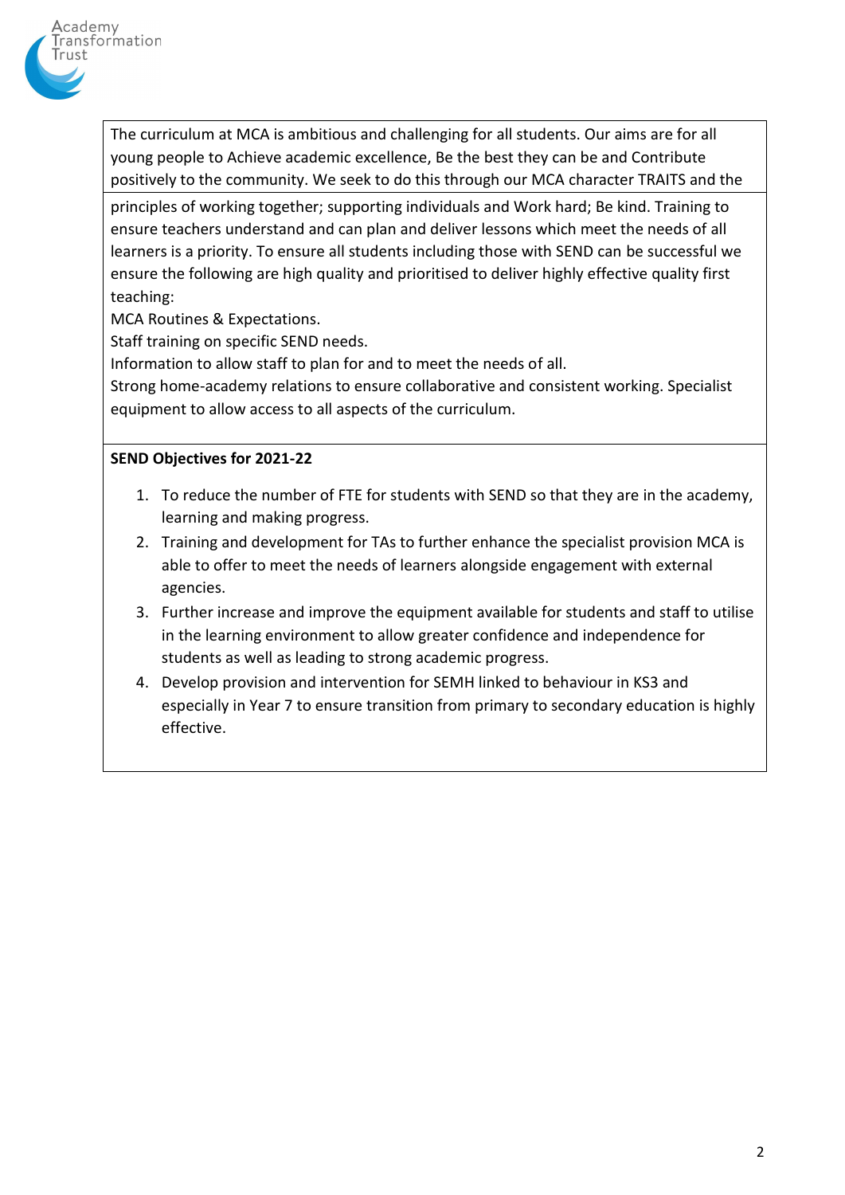The curriculum at MCA is ambitious and challenging for all students. Our aims are for all young people to Achieve academic excellence, Be the best they can be and Contribute positively to the community. We seek to do this through our MCA character TRAITS and the principles of working together; supporting individuals and Work hard; Be kind. Training to ensure teachers understand and can plan and deliver lessons which meet the needs of all learners is a priority. To ensure all students including those with SEND can be successful we ensure the following are high quality and prioritised to deliver highly effective quality first teaching:

MCA Routines & Expectations.

Staff training on specific SEND needs.

Information to allow staff to plan for and to meet the needs of all.

Strong home-academy relations to ensure collaborative and consistent working. Specialist equipment to allow access to all aspects of the curriculum.

**SEND Objectives for 2021-22**

1. To reduce the number of FTE for students with SEND so that they are in the academy, learning and making progress.
2. Training and development for TAs to further enhance the specialist provision MCA is able to offer to meet the needs of learners alongside engagement with external agencies.
3. Further increase and improve the equipment available for students and staff to utilise in the learning environment to allow greater confidence and independence for students as well as leading to strong academic progress.
4. Develop provision and intervention for SEMH linked to behaviour in KS3 and especially in Year 7 to ensure transition from primary to secondary education is highly effective.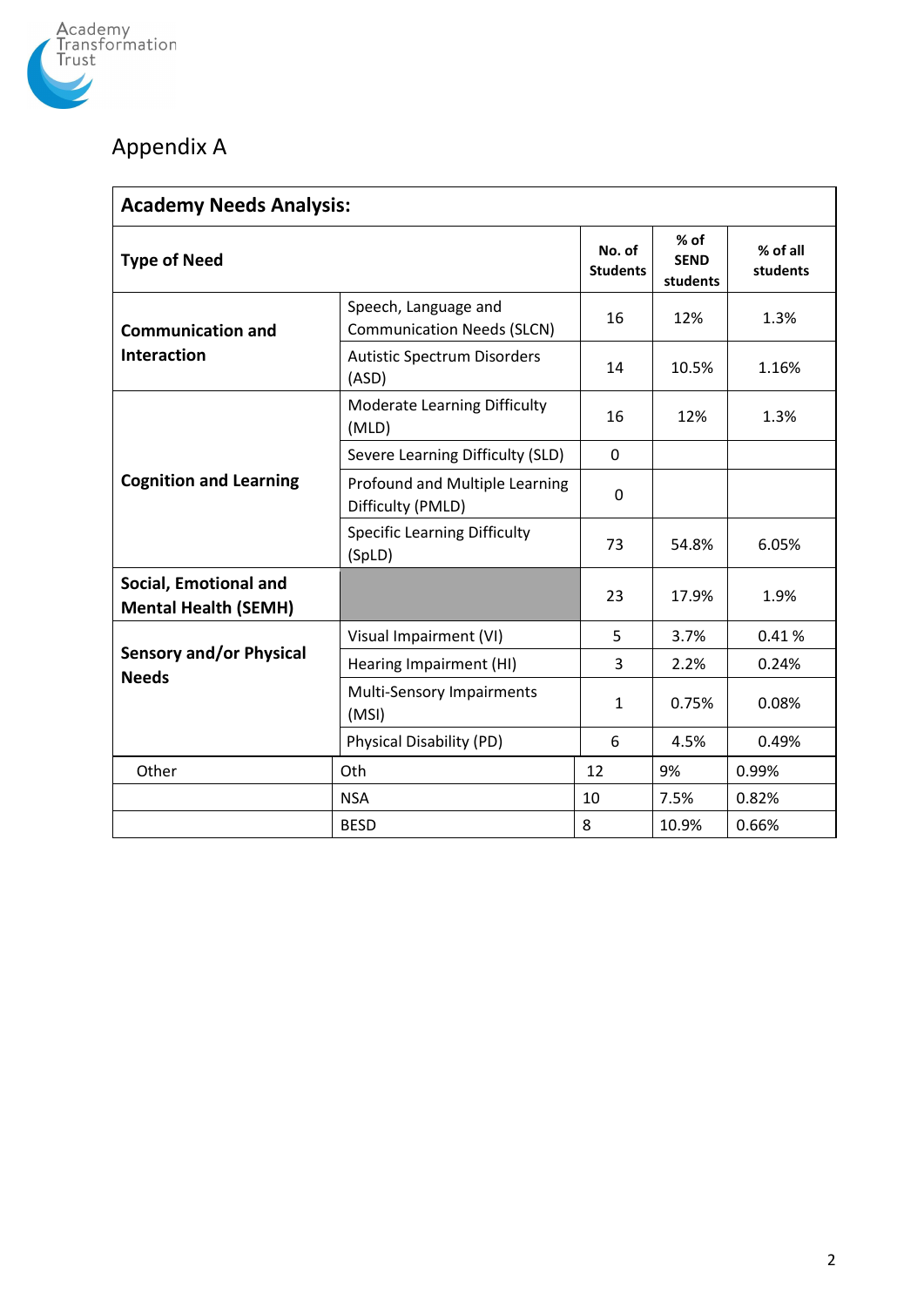## Appendix A

| Academy Needs Analysis: | | | | |
|---|---|---|---|---|
| **Type of Need** | | **No. of Students** | **% of SEND students** | **% of all students** |
| **Communication and Interaction** | Speech, Language and Communication Needs (SLCN) | 16 | 12% | 1.3% |
| | Autistic Spectrum Disorders (ASD) | 14 | 10.5% | 1.16% |
| **Cognition and Learning** | Moderate Learning Difficulty (MLD) | 16 | 12% | 1.3% |
| | Severe Learning Difficulty (SLD) | 0 | | |
| | Profound and Multiple Learning Difficulty (PMLD) | 0 | | |
| | Specific Learning Difficulty (SpLD) | 73 | 54.8% | 6.05% |
| **Social, Emotional and Mental Health (SEMH)** | | 23 | 17.9% | 1.9% |
| **Sensory and/or Physical Needs** | Visual Impairment (VI) | 5 | 3.7% | 0.41 % |
| | Hearing Impairment (HI) | 3 | 2.2% | 0.24% |
| | Multi-Sensory Impairments (MSI) | 1 | 0.75% | 0.08% |
| | Physical Disability (PD) | 6 | 4.5% | 0.49% |
| Other | Oth | 12 | 9% | 0.99% |
| | NSA | 10 | 7.5% | 0.82% |
| | BESD | 8 | 10.9% | 0.66% |